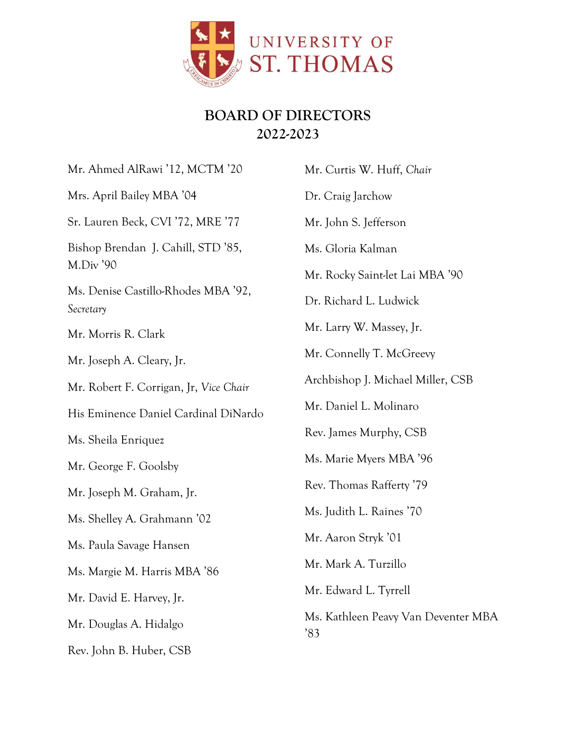UNIVERSITY OF ST. THOMAS

# BOARD OF DIRECTORS
## 2022-2023

Mr. Ahmed AlRawi '12, MCTM '20

Mrs. April Bailey MBA '04

Sr. Lauren Beck, CVI '72, MRE '77

Bishop Brendan J. Cahill, STD '85, M.Div '90

Ms. Denise Castillo-Rhodes MBA '92, *Secretary*

Mr. Morris R. Clark

Mr. Joseph A. Cleary, Jr.

Mr. Robert F. Corrigan, Jr, *Vice Chair*

His Eminence Daniel Cardinal DiNardo

Ms. Sheila Enriquez

Mr. George F. Goolsby

Mr. Joseph M. Graham, Jr.

Ms. Shelley A. Grahmann '02

Ms. Paula Savage Hansen

Ms. Margie M. Harris MBA '86

Mr. David E. Harvey, Jr.

Mr. Douglas A. Hidalgo

Rev. John B. Huber, CSB

Mr. Curtis W. Huff, *Chair*

Dr. Craig Jarchow

Mr. John S. Jefferson

Ms. Gloria Kalman

Mr. Rocky Saint-let Lai MBA '90

Dr. Richard L. Ludwick

Mr. Larry W. Massey, Jr.

Mr. Connelly T. McGreevy

Archbishop J. Michael Miller, CSB

Mr. Daniel L. Molinaro

Rev. James Murphy, CSB

Ms. Marie Myers MBA '96

Rev. Thomas Rafferty '79

Ms. Judith L. Raines '70

Mr. Aaron Stryk '01

Mr. Mark A. Turzillo

Mr. Edward L. Tyrrell

Ms. Kathleen Peavy Van Deventer MBA '83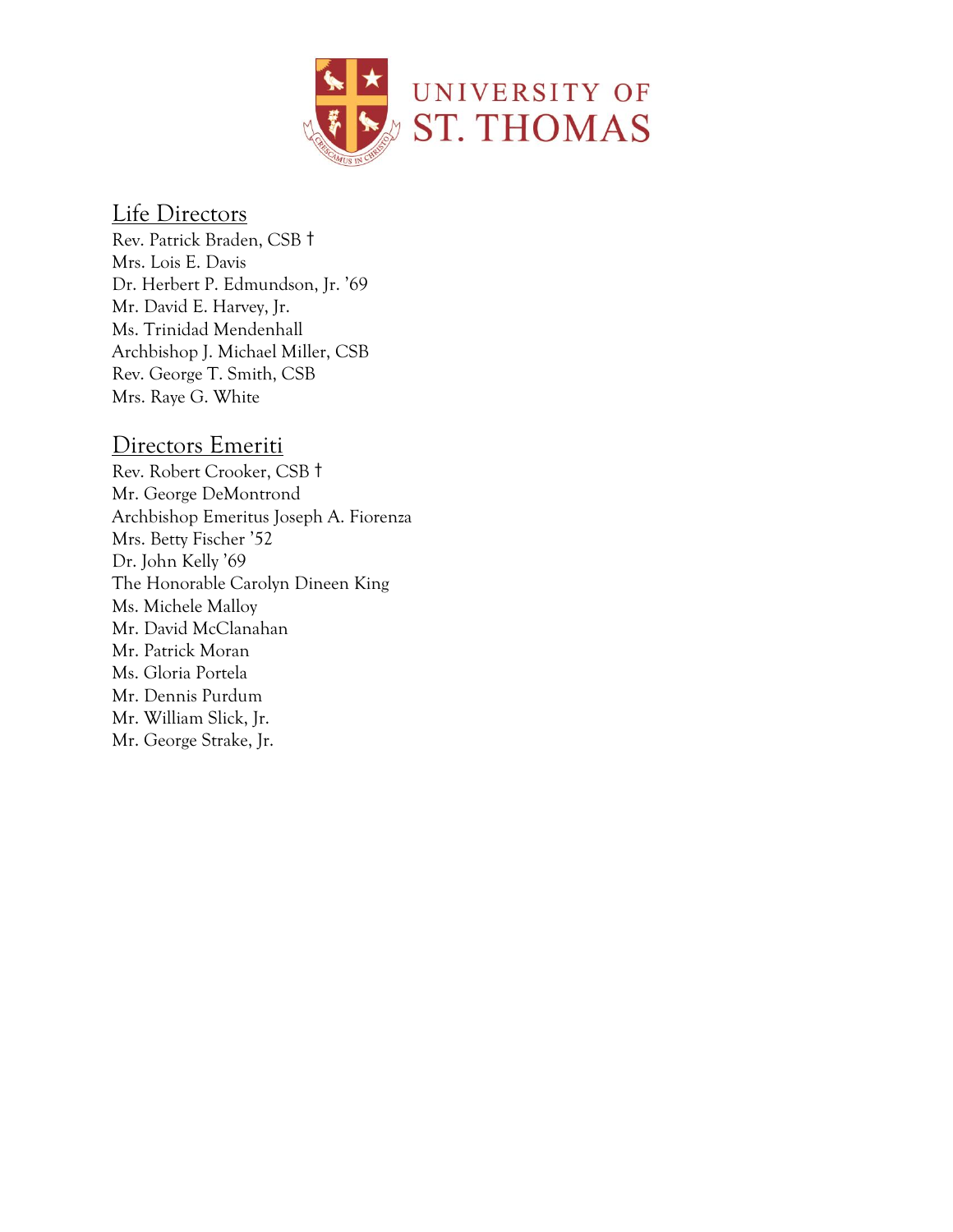UNIVERSITY OF ST. THOMAS

## Life Directors

Rev. Patrick Braden, CSB †
Mrs. Lois E. Davis
Dr. Herbert P. Edmundson, Jr. ’69
Mr. David E. Harvey, Jr.
Ms. Trinidad Mendenhall
Archbishop J. Michael Miller, CSB
Rev. George T. Smith, CSB
Mrs. Raye G. White

## Directors Emeriti

Rev. Robert Crooker, CSB †
Mr. George DeMontrond
Archbishop Emeritus Joseph A. Fiorenza
Mrs. Betty Fischer ’52
Dr. John Kelly ’69
The Honorable Carolyn Dineen King
Ms. Michele Malloy
Mr. David McClanahan
Mr. Patrick Moran
Ms. Gloria Portela
Mr. Dennis Purdum
Mr. William Slick, Jr.
Mr. George Strake, Jr.